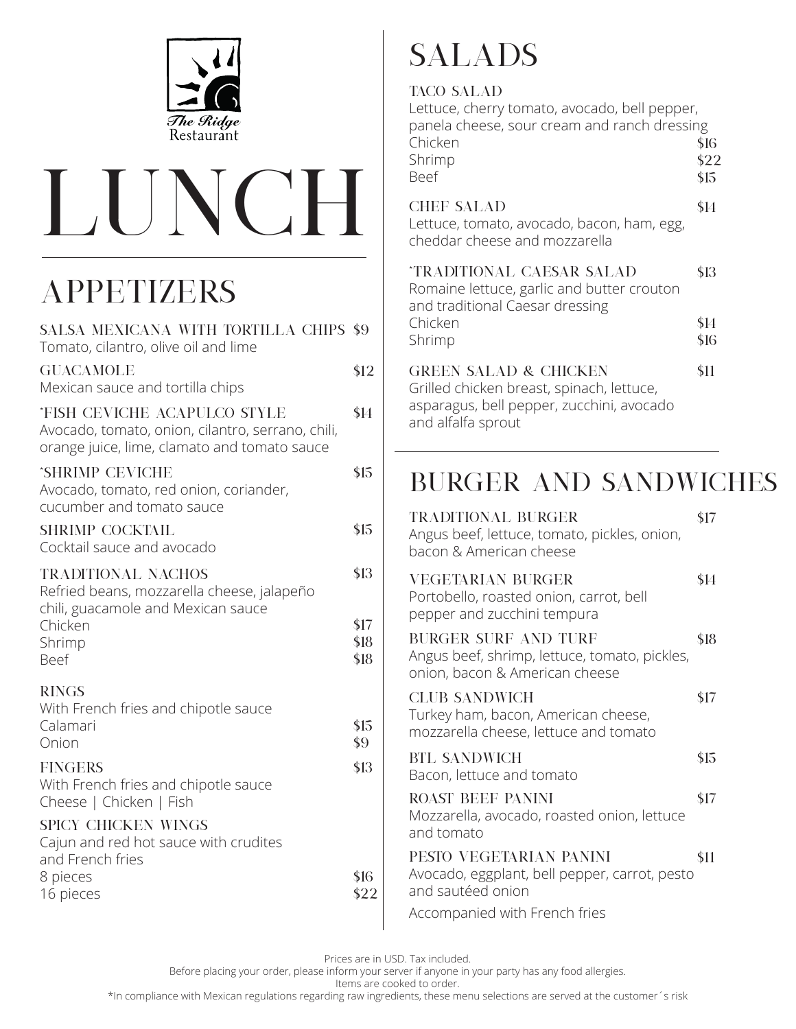The Ridge Restaurant

# LUNCH

## APPETIZERS

**SALSA MEXICANA WITH TORTILLA CHIPS** $9
Tomato, cilantro, olive oil and lime

**GUACAMOLE** $12
Mexican sauce and tortilla chips

***FISH CEVICHE ACAPULCO STYLE** $14
Avocado, tomato, onion, cilantro, serrano, chili, orange juice, lime, clamato and tomato sauce

***SHRIMP CEVICHE** $15
Avocado, tomato, red onion, coriander, cucumber and tomato sauce

**SHRIMP COCKTAIL** $15
Cocktail sauce and avocado

**TRADITIONAL NACHOS** $13
Refried beans, mozzarella cheese, jalapeño chili, guacamole and Mexican sauce
Chicken $17
Shrimp $18
Beef $18

**RINGS**
With French fries and chipotle sauce
Calamari $15
Onion $9

**FINGERS** $13
With French fries and chipotle sauce
Cheese | Chicken | Fish

**SPICY CHICKEN WINGS**
Cajun and red hot sauce with crudites and French fries
8 pieces $16
16 pieces $22

## SALADS

**TACO SALAD**
Lettuce, cherry tomato, avocado, bell pepper, panela cheese, sour cream and ranch dressing
Chicken $16
Shrimp $22
Beef $15

**CHEF SALAD** $14
Lettuce, tomato, avocado, bacon, ham, egg, cheddar cheese and mozzarella

***TRADITIONAL CAESAR SALAD** $13
Romaine lettuce, garlic and butter crouton and traditional Caesar dressing
Chicken $14
Shrimp $16

**GREEN SALAD & CHICKEN** $11
Grilled chicken breast, spinach, lettuce, asparagus, bell pepper, zucchini, avocado and alfalfa sprout

## BURGER AND SANDWICHES

**TRADITIONAL BURGER** $17
Angus beef, lettuce, tomato, pickles, onion, bacon & American cheese

**VEGETARIAN BURGER** $14
Portobello, roasted onion, carrot, bell pepper and zucchini tempura

**BURGER SURF AND TURF** $18
Angus beef, shrimp, lettuce, tomato, pickles, onion, bacon & American cheese

**CLUB SANDWICH** $17
Turkey ham, bacon, American cheese, mozzarella cheese, lettuce and tomato

**BTL SANDWICH** $15
Bacon, lettuce and tomato

**ROAST BEEF PANINI** $17
Mozzarella, avocado, roasted onion, lettuce and tomato

**PESTO VEGETARIAN PANINI** $11
Avocado, eggplant, bell pepper, carrot, pesto and sautéed onion

Accompanied with French fries

Prices are in USD. Tax included.
Before placing your order, please inform your server if anyone in your party has any food allergies.
Items are cooked to order.
*In compliance with Mexican regulations regarding raw ingredients, these menu selections are served at the customer´s risk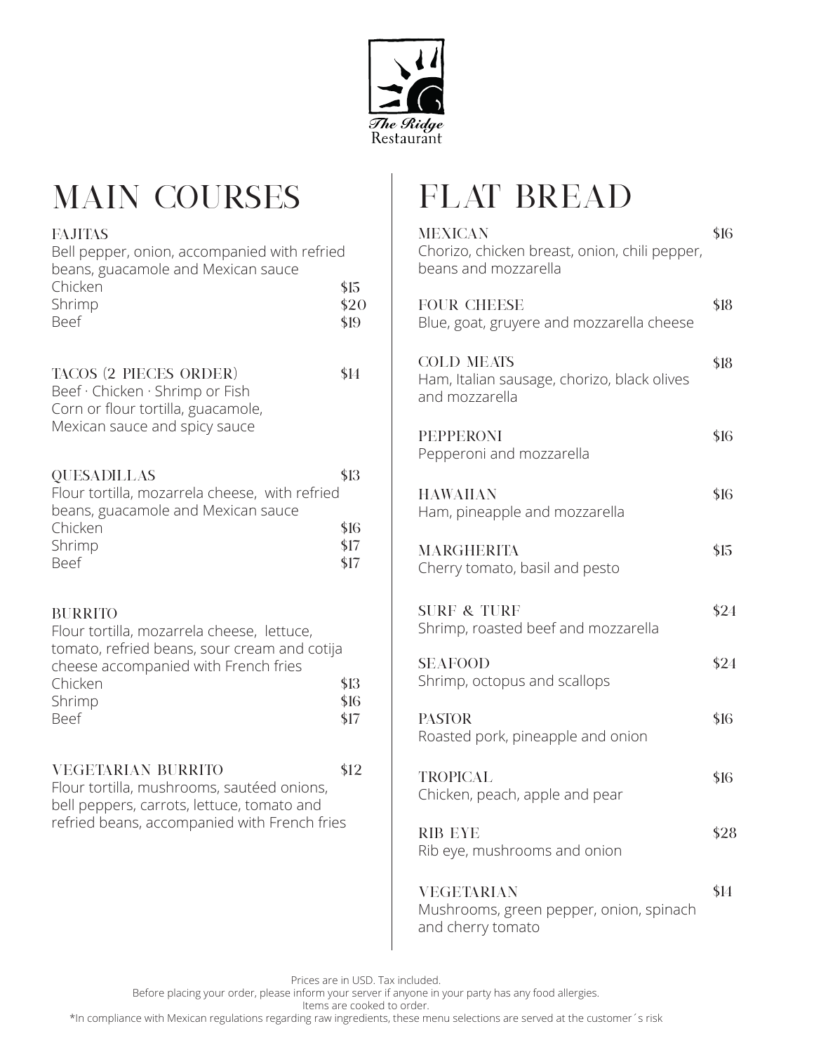The Ridge
Restaurant

# MAIN COURSES

### FAJITAS

Bell pepper, onion, accompanied with refried beans, guacamole and Mexican sauce

| | |
|---|---|
| Chicken | $15 |
| Shrimp | $20 |
| Beef | $19 |

### TACOS (2 PIECES ORDER) $14

Beef · Chicken · Shrimp or Fish
Corn or flour tortilla, guacamole, Mexican sauce and spicy sauce

### QUESADILLAS $13

Flour tortilla, mozarrela cheese, with refried beans, guacamole and Mexican sauce

| | |
|---|---|
| Chicken | $16 |
| Shrimp | $17 |
| Beef | $17 |

### BURRITO

Flour tortilla, mozarrela cheese, lettuce, tomato, refried beans, sour cream and cotija cheese accompanied with French fries

| | |
|---|---|
| Chicken | $13 |
| Shrimp | $16 |
| Beef | $17 |

### VEGETARIAN BURRITO $12

Flour tortilla, mushrooms, sautéed onions, bell peppers, carrots, lettuce, tomato and refried beans, accompanied with French fries

# FLAT BREAD

### MEXICAN $16

Chorizo, chicken breast, onion, chili pepper, beans and mozzarella

### FOUR CHEESE $18

Blue, goat, gruyere and mozzarella cheese

### COLD MEATS $18

Ham, Italian sausage, chorizo, black olives and mozzarella

### PEPPERONI $16

Pepperoni and mozzarella

### HAWAIIAN $16

Ham, pineapple and mozzarella

### MARGHERITA $15

Cherry tomato, basil and pesto

### SURF & TURF $24

Shrimp, roasted beef and mozzarella

### SEAFOOD $24

Shrimp, octopus and scallops

### PASTOR $16

Roasted pork, pineapple and onion

### TROPICAL $16

Chicken, peach, apple and pear

### RIB EYE $28

Rib eye, mushrooms and onion

### VEGETARIAN $14

Mushrooms, green pepper, onion, spinach and cherry tomato

Prices are in USD. Tax included.
Before placing your order, please inform your server if anyone in your party has any food allergies.
Items are cooked to order.
*In compliance with Mexican regulations regarding raw ingredients, these menu selections are served at the customer´s risk